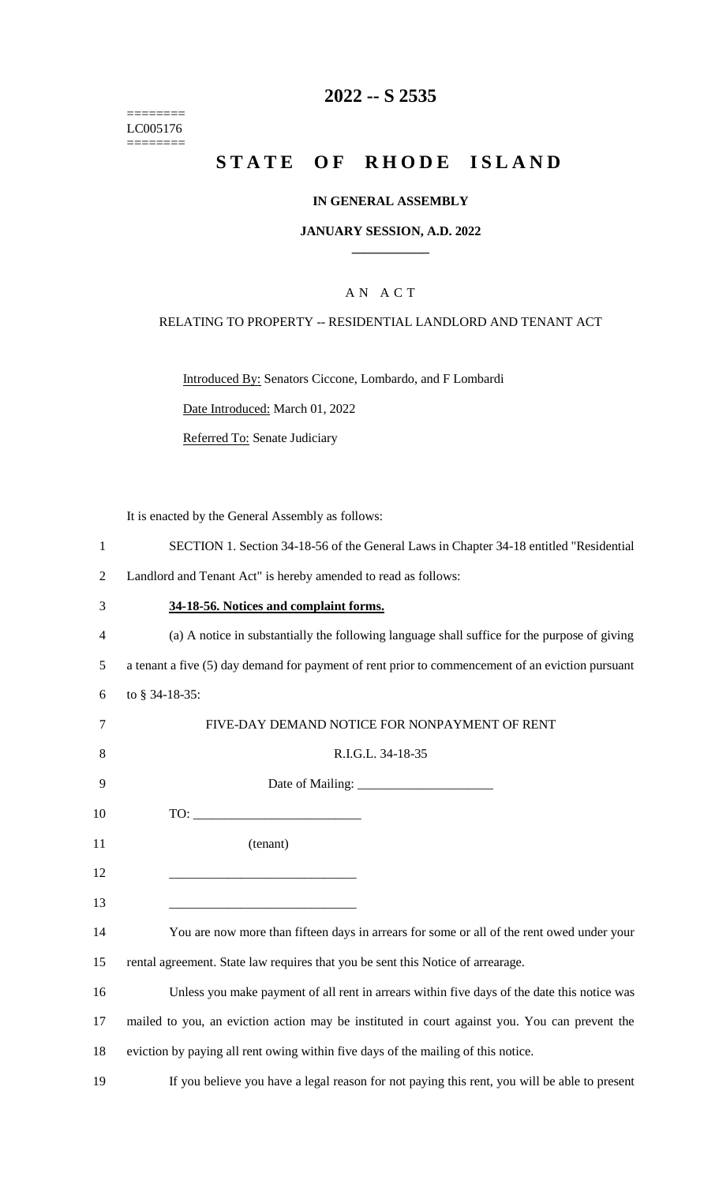========
LC005176
========

# 2022 -- S 2535

# STATE OF RHODE ISLAND

**IN GENERAL ASSEMBLY**

**JANUARY SESSION, A.D. 2022**

A N A C T

RELATING TO PROPERTY -- RESIDENTIAL LANDLORD AND TENANT ACT

Introduced By: Senators Ciccone, Lombardo, and F Lombardi

Date Introduced: March 01, 2022

Referred To: Senate Judiciary

It is enacted by the General Assembly as follows:

1 SECTION 1. Section 34-18-56 of the General Laws in Chapter 34-18 entitled "Residential
2 Landlord and Tenant Act" is hereby amended to read as follows:

3 **34-18-56. Notices and complaint forms.**

4 (a) A notice in substantially the following language shall suffice for the purpose of giving
5 a tenant a five (5) day demand for payment of rent prior to commencement of an eviction pursuant
6 to § 34-18-35:

7 FIVE-DAY DEMAND NOTICE FOR NONPAYMENT OF RENT

8 R.I.G.L. 34-18-35

9 Date of Mailing: _____________________

10 TO: __________________________

11 (tenant)

12 ____________________________

13 ____________________________

14 You are now more than fifteen days in arrears for some or all of the rent owed under your
15 rental agreement. State law requires that you be sent this Notice of arrearage.

16 Unless you make payment of all rent in arrears within five days of the date this notice was
17 mailed to you, an eviction action may be instituted in court against you. You can prevent the
18 eviction by paying all rent owing within five days of the mailing of this notice.

19 If you believe you have a legal reason for not paying this rent, you will be able to present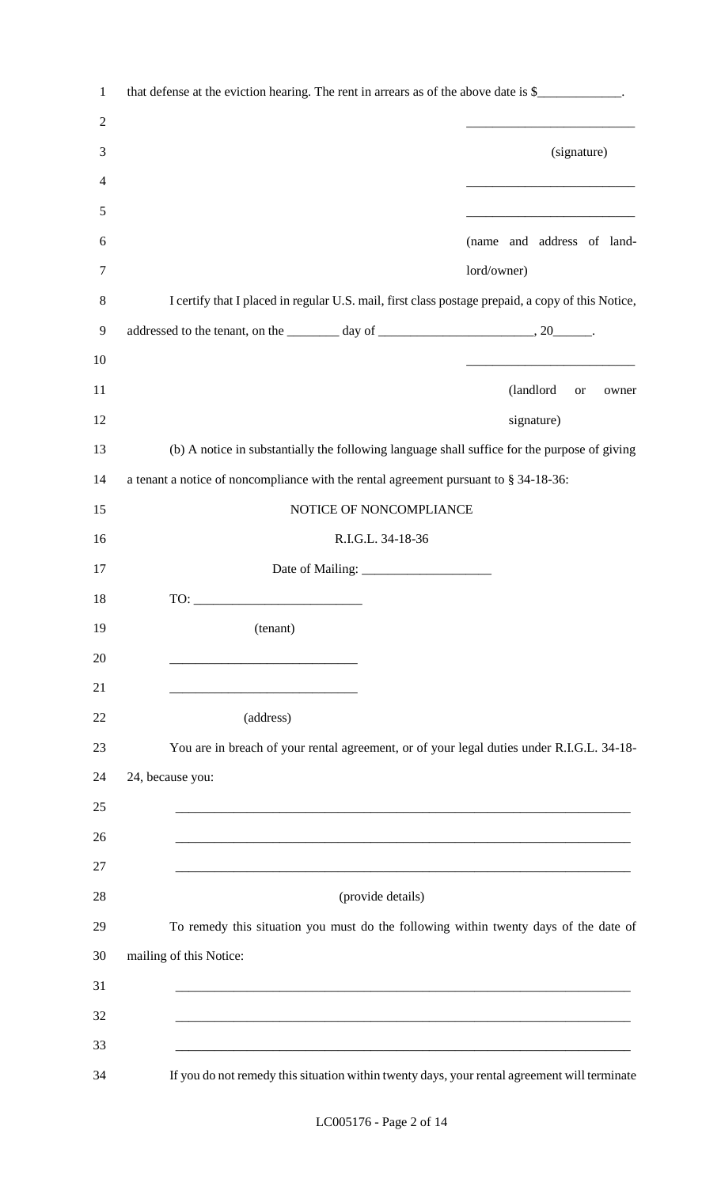that defense at the eviction hearing. The rent in arrears as of the above date is $_____________.

__________________________

(signature)

__________________________

__________________________

(name and address of landlord/owner)

I certify that I placed in regular U.S. mail, first class postage prepaid, a copy of this Notice, addressed to the tenant, on the ________ day of ________________________, 20______.

__________________________

(landlord or owner signature)

(b) A notice in substantially the following language shall suffice for the purpose of giving a tenant a notice of noncompliance with the rental agreement pursuant to § 34-18-36:

NOTICE OF NONCOMPLIANCE

R.I.G.L. 34-18-36

Date of Mailing: ___________________

TO: _________________________

(tenant)

_____________________________

_____________________________

(address)

You are in breach of your rental agreement, or of your legal duties under R.I.G.L. 34-18-24, because you:

________________________________________________________________________

________________________________________________________________________

________________________________________________________________________

(provide details)

To remedy this situation you must do the following within twenty days of the date of mailing of this Notice:

________________________________________________________________________

________________________________________________________________________

________________________________________________________________________

If you do not remedy this situation within twenty days, your rental agreement will terminate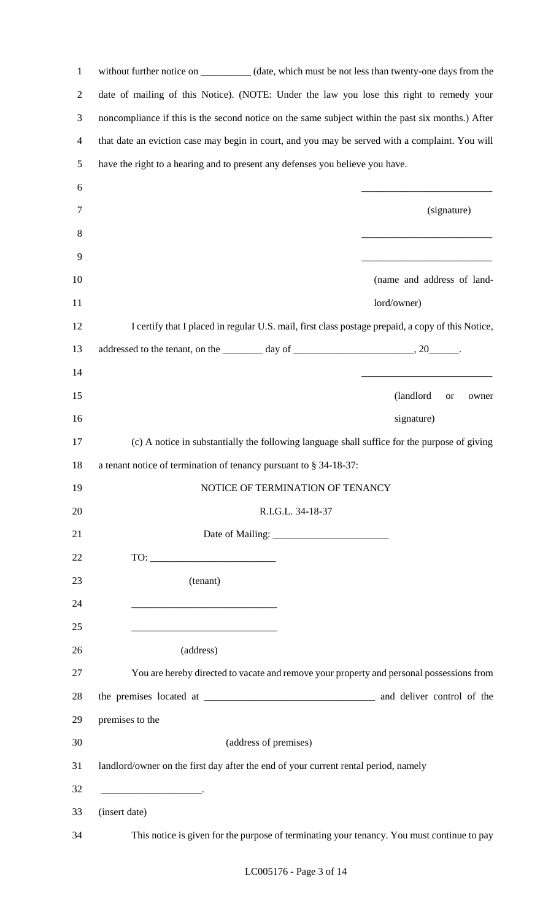without further notice on __________ (date, which must be not less than twenty-one days from the date of mailing of this Notice). (NOTE: Under the law you lose this right to remedy your noncompliance if this is the second notice on the same subject within the past six months.) After that date an eviction case may begin in court, and you may be served with a complaint. You will have the right to a hearing and to present any defenses you believe you have.

__________________________
(signature)

__________________________

__________________________
(name and address of landlord/owner)

I certify that I placed in regular U.S. mail, first class postage prepaid, a copy of this Notice, addressed to the tenant, on the ________ day of ________________________, 20______.

__________________________
(landlord or owner signature)

(c) A notice in substantially the following language shall suffice for the purpose of giving a tenant notice of termination of tenancy pursuant to § 34-18-37:

NOTICE OF TERMINATION OF TENANCY

R.I.G.L. 34-18-37

Date of Mailing: _______________________

TO: _________________________

(tenant)

_____________________________

_____________________________

(address)

You are hereby directed to vacate and remove your property and personal possessions from the premises located at __________________________________ and deliver control of the premises to the

(address of premises)

landlord/owner on the first day after the end of your current rental period, namely

____________________.

(insert date)

This notice is given for the purpose of terminating your tenancy. You must continue to pay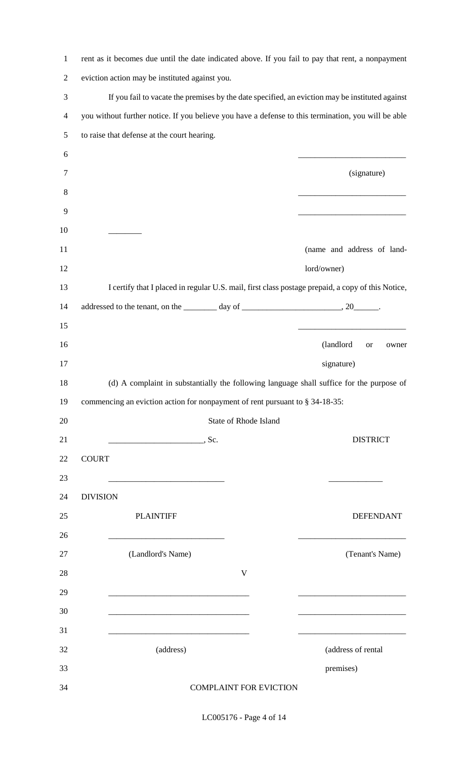rent as it becomes due until the date indicated above. If you fail to pay that rent, a nonpayment eviction action may be instituted against you.

If you fail to vacate the premises by the date specified, an eviction may be instituted against you without further notice. If you believe you have a defense to this termination, you will be able to raise that defense at the court hearing.

\_\_\_\_\_\_\_\_\_\_\_\_\_\_\_\_\_\_\_\_\_\_\_\_\_\_

(signature)

\_\_\_\_\_\_\_\_\_\_\_\_\_\_\_\_\_\_\_\_\_\_\_\_\_\_

\_\_\_\_\_\_\_\_\_\_\_\_\_\_\_\_\_\_\_\_\_\_\_\_\_\_

\_\_\_\_\_\_\_\_

(name and address of landlord/owner)

I certify that I placed in regular U.S. mail, first class postage prepaid, a copy of this Notice, addressed to the tenant, on the \_\_\_\_\_\_\_\_ day of \_\_\_\_\_\_\_\_\_\_\_\_\_\_\_\_\_\_\_\_\_\_\_\_, 20\_\_\_\_\_\_.

\_\_\_\_\_\_\_\_\_\_\_\_\_\_\_\_\_\_\_\_\_\_\_\_\_\_

(landlord or owner signature)

(d) A complaint in substantially the following language shall suffice for the purpose of commencing an eviction action for nonpayment of rent pursuant to § 34-18-35:

State of Rhode Island

\_\_\_\_\_\_\_\_\_\_\_\_\_\_\_\_\_\_\_\_\_\_\_, Sc. DISTRICT COURT

\_\_\_\_\_\_\_\_\_\_\_\_\_\_\_\_\_\_\_\_\_\_\_\_\_\_\_\_ \_\_\_\_\_\_\_\_\_\_\_\_\_ DIVISION

| PLAINTIFF | | DEFENDANT |
|---|---|---|
| \_\_\_\_\_\_\_\_\_\_\_\_\_\_\_\_\_\_\_\_\_\_\_\_\_\_\_\_ | | \_\_\_\_\_\_\_\_\_\_\_\_\_\_\_\_\_\_\_\_\_\_\_\_\_\_ |
| (Landlord's Name) | | (Tenant's Name) |
| | V | |
| \_\_\_\_\_\_\_\_\_\_\_\_\_\_\_\_\_\_\_\_\_\_\_\_\_\_\_\_\_\_\_\_\_\_ | | \_\_\_\_\_\_\_\_\_\_\_\_\_\_\_\_\_\_\_\_\_\_\_\_\_\_ |
| \_\_\_\_\_\_\_\_\_\_\_\_\_\_\_\_\_\_\_\_\_\_\_\_\_\_\_\_\_\_\_\_\_\_ | | \_\_\_\_\_\_\_\_\_\_\_\_\_\_\_\_\_\_\_\_\_\_\_\_\_\_ |
| \_\_\_\_\_\_\_\_\_\_\_\_\_\_\_\_\_\_\_\_\_\_\_\_\_\_\_\_\_\_\_\_\_\_ | | \_\_\_\_\_\_\_\_\_\_\_\_\_\_\_\_\_\_\_\_\_\_\_\_\_\_ |
| (address) | | (address of rental premises) |

COMPLAINT FOR EVICTION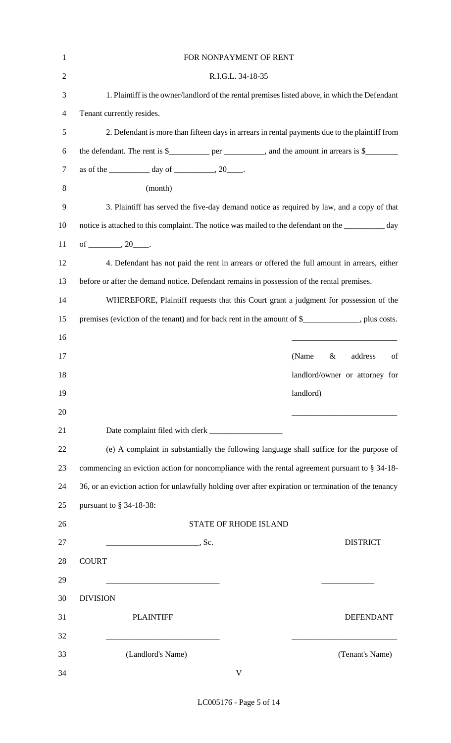FOR NONPAYMENT OF RENT

R.I.G.L. 34-18-35

1. Plaintiff is the owner/landlord of the rental premises listed above, in which the Defendant Tenant currently resides.

2. Defendant is more than fifteen days in arrears in rental payments due to the plaintiff from the defendant. The rent is $__________ per __________, and the amount in arrears is $________ as of the __________ day of __________, 20____.

(month)

3. Plaintiff has served the five-day demand notice as required by law, and a copy of that notice is attached to this complaint. The notice was mailed to the defendant on the __________ day of ________, 20____.

4. Defendant has not paid the rent in arrears or offered the full amount in arrears, either before or after the demand notice. Defendant remains in possession of the rental premises.

WHEREFORE, Plaintiff requests that this Court grant a judgment for possession of the premises (eviction of the tenant) and for back rent in the amount of $______________, plus costs.

__________________________

(Name & address of landlord/owner or attorney for landlord)

__________________________

Date complaint filed with clerk __________________

(e) A complaint in substantially the following language shall suffice for the purpose of commencing an eviction action for noncompliance with the rental agreement pursuant to § 34-18-36, or an eviction action for unlawfully holding over after expiration or termination of the tenancy pursuant to § 34-18-38:

STATE OF RHODE ISLAND

_______________________, Sc. DISTRICT COURT

____________________________ _____________ DIVISION

| PLAINTIFF | | DEFENDANT |
|---|---|---|
| ____________________________ | | __________________________ |
| (Landlord's Name) | | (Tenant's Name) |
| | V | |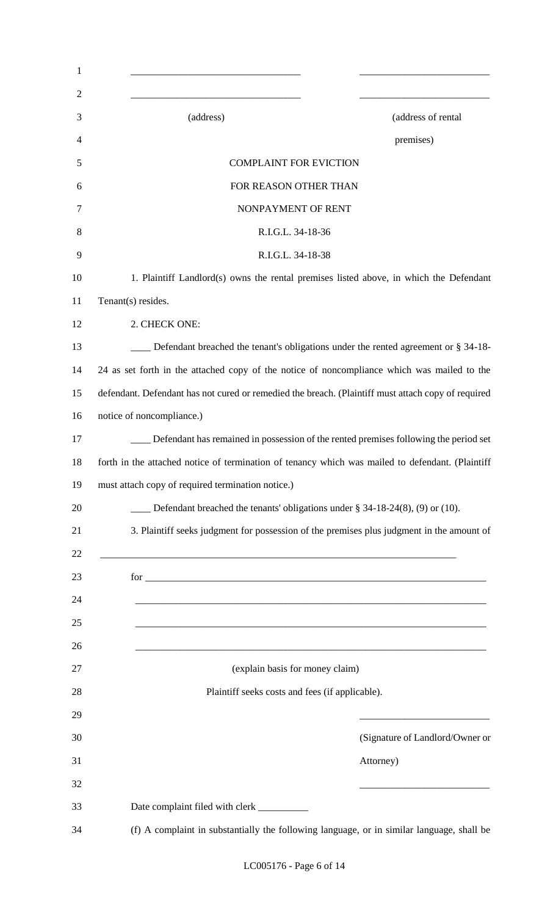\_\_\_\_\_\_\_\_\_\_\_\_\_\_\_\_\_\_\_\_\_\_\_\_\_\_\_\_\_\_\_\_\_\_ \_\_\_\_\_\_\_\_\_\_\_\_\_\_\_\_\_\_\_\_\_\_\_\_\_\_

\_\_\_\_\_\_\_\_\_\_\_\_\_\_\_\_\_\_\_\_\_\_\_\_\_\_\_\_\_\_\_\_\_\_ \_\_\_\_\_\_\_\_\_\_\_\_\_\_\_\_\_\_\_\_\_\_\_\_\_\_

(address) (address of rental premises)

COMPLAINT FOR EVICTION

FOR REASON OTHER THAN

NONPAYMENT OF RENT

R.I.G.L. 34-18-36

R.I.G.L. 34-18-38

1. Plaintiff Landlord(s) owns the rental premises listed above, in which the Defendant Tenant(s) resides.

2. CHECK ONE:

\_\_\_\_ Defendant breached the tenant's obligations under the rented agreement or § 34-18-24 as set forth in the attached copy of the notice of noncompliance which was mailed to the defendant. Defendant has not cured or remedied the breach. (Plaintiff must attach copy of required notice of noncompliance.)

\_\_\_\_ Defendant has remained in possession of the rented premises following the period set forth in the attached notice of termination of tenancy which was mailed to defendant. (Plaintiff must attach copy of required termination notice.)

\_\_\_\_ Defendant breached the tenants' obligations under § 34-18-24(8), (9) or (10).

3. Plaintiff seeks judgment for possession of the premises plus judgment in the amount of

\_\_\_\_\_\_\_\_\_\_\_\_\_\_\_\_\_\_\_\_\_\_\_\_\_\_\_\_\_\_\_\_\_\_\_\_\_\_\_\_\_\_\_\_\_\_\_\_\_\_\_\_\_\_\_\_\_\_\_\_\_\_\_\_\_\_\_\_\_\_\_\_

for \_\_\_\_\_\_\_\_\_\_\_\_\_\_\_\_\_\_\_\_\_\_\_\_\_\_\_\_\_\_\_\_\_\_\_\_\_\_\_\_\_\_\_\_\_\_\_\_\_\_\_\_\_\_\_\_\_\_\_\_\_\_\_\_\_\_\_

\_\_\_\_\_\_\_\_\_\_\_\_\_\_\_\_\_\_\_\_\_\_\_\_\_\_\_\_\_\_\_\_\_\_\_\_\_\_\_\_\_\_\_\_\_\_\_\_\_\_\_\_\_\_\_\_\_\_\_\_\_\_\_\_\_\_\_\_\_

\_\_\_\_\_\_\_\_\_\_\_\_\_\_\_\_\_\_\_\_\_\_\_\_\_\_\_\_\_\_\_\_\_\_\_\_\_\_\_\_\_\_\_\_\_\_\_\_\_\_\_\_\_\_\_\_\_\_\_\_\_\_\_\_\_\_\_\_\_

\_\_\_\_\_\_\_\_\_\_\_\_\_\_\_\_\_\_\_\_\_\_\_\_\_\_\_\_\_\_\_\_\_\_\_\_\_\_\_\_\_\_\_\_\_\_\_\_\_\_\_\_\_\_\_\_\_\_\_\_\_\_\_\_\_\_\_\_\_

(explain basis for money claim)

Plaintiff seeks costs and fees (if applicable).

\_\_\_\_\_\_\_\_\_\_\_\_\_\_\_\_\_\_\_\_\_\_\_\_\_\_

(Signature of Landlord/Owner or Attorney)

\_\_\_\_\_\_\_\_\_\_\_\_\_\_\_\_\_\_\_\_\_\_\_\_\_\_

Date complaint filed with clerk \_\_\_\_\_\_\_\_\_\_

(f) A complaint in substantially the following language, or in similar language, shall be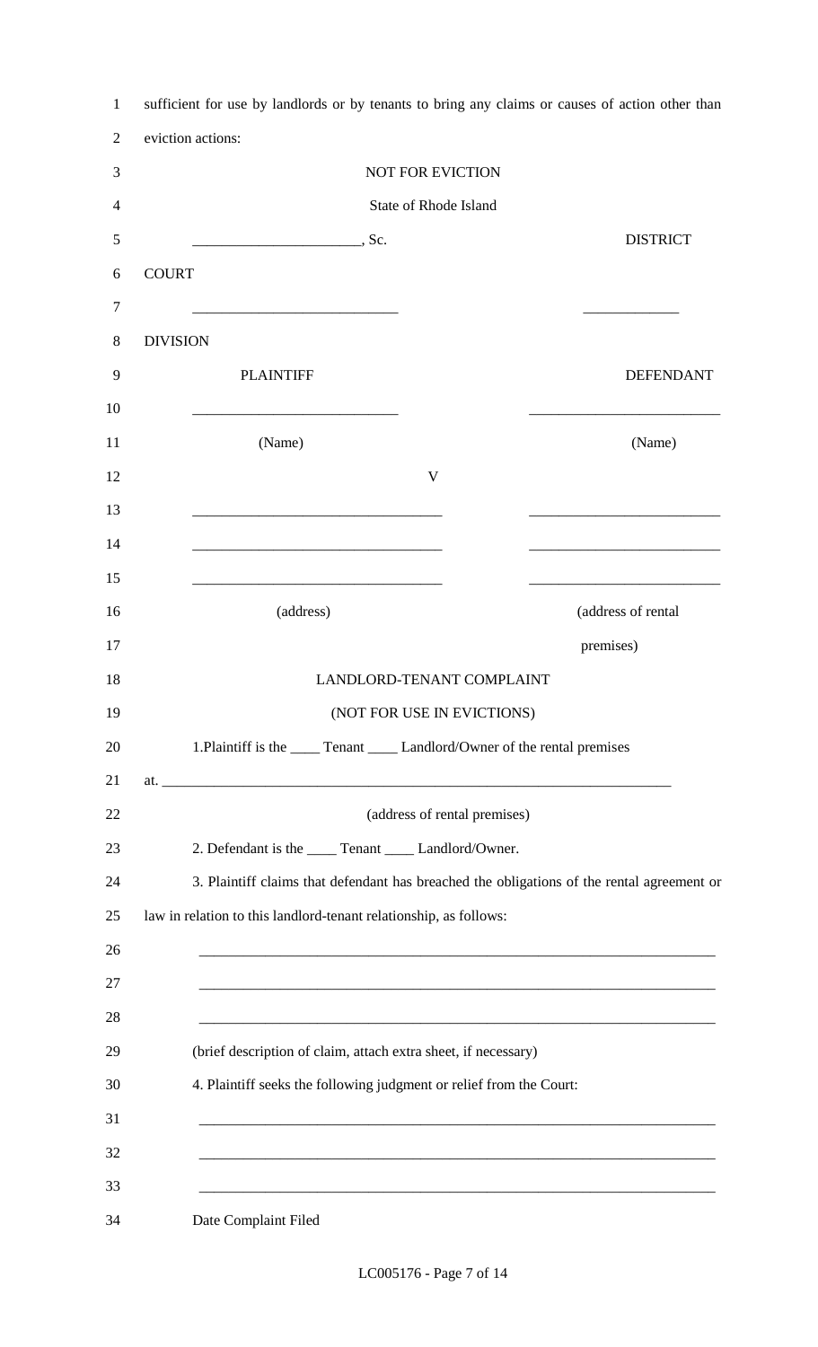sufficient for use by landlords or by tenants to bring any claims or causes of action other than eviction actions:

NOT FOR EVICTION

State of Rhode Island

______________________, Sc. DISTRICT COURT

___________________________ ____________ DIVISION

| PLAINTIFF | DEFENDANT |
|---|---|
| ___________________________ | _________________________ |
| (Name) | (Name) |

V

| | |
|---|---|
| _________________________________ | _________________________ |
| _________________________________ | _________________________ |
| _________________________________ | _________________________ |
| (address) | (address of rental premises) |

LANDLORD-TENANT COMPLAINT

(NOT FOR USE IN EVICTIONS)

1.Plaintiff is the ____ Tenant ____ Landlord/Owner of the rental premises at. ______________________________________________________________________

(address of rental premises)

2. Defendant is the ____ Tenant ____ Landlord/Owner.

3. Plaintiff claims that defendant has breached the obligations of the rental agreement or law in relation to this landlord-tenant relationship, as follows:

_____________________________________________________________________

_____________________________________________________________________

_____________________________________________________________________

(brief description of claim, attach extra sheet, if necessary)

4. Plaintiff seeks the following judgment or relief from the Court:

_____________________________________________________________________

_____________________________________________________________________

_____________________________________________________________________

Date Complaint Filed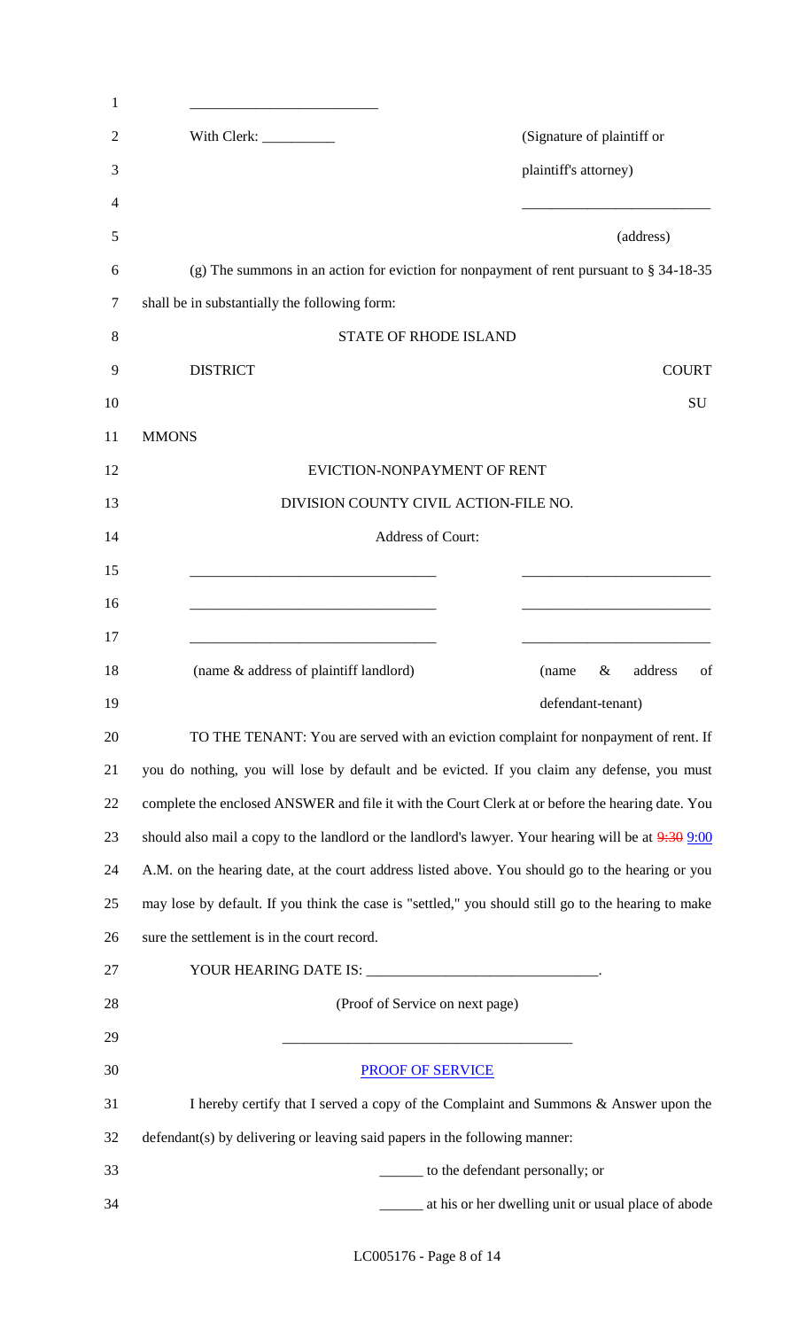\_\_\_\_\_\_\_\_\_\_\_\_\_\_\_\_\_\_\_\_\_\_\_\_\_

With Clerk: \_\_\_\_\_\_\_\_\_\_ (Signature of plaintiff or plaintiff's attorney)

\_\_\_\_\_\_\_\_\_\_\_\_\_\_\_\_\_\_\_\_\_\_\_\_\_

(address)

(g) The summons in an action for eviction for nonpayment of rent pursuant to § 34-18-35 shall be in substantially the following form:

STATE OF RHODE ISLAND

DISTRICT COURT

SUMMONS

EVICTION-NONPAYMENT OF RENT

DIVISION COUNTY CIVIL ACTION-FILE NO.

Address of Court:

\_\_\_\_\_\_\_\_\_\_\_\_\_\_\_\_\_\_\_\_\_\_\_\_\_\_\_\_\_\_\_\_\_\_ \_\_\_\_\_\_\_\_\_\_\_\_\_\_\_\_\_\_\_\_\_\_\_\_\_

\_\_\_\_\_\_\_\_\_\_\_\_\_\_\_\_\_\_\_\_\_\_\_\_\_\_\_\_\_\_\_\_\_\_ \_\_\_\_\_\_\_\_\_\_\_\_\_\_\_\_\_\_\_\_\_\_\_\_\_

\_\_\_\_\_\_\_\_\_\_\_\_\_\_\_\_\_\_\_\_\_\_\_\_\_\_\_\_\_\_\_\_\_\_ \_\_\_\_\_\_\_\_\_\_\_\_\_\_\_\_\_\_\_\_\_\_\_\_\_

(name & address of plaintiff landlord) (name & address of defendant-tenant)

TO THE TENANT: You are served with an eviction complaint for nonpayment of rent. If you do nothing, you will lose by default and be evicted. If you claim any defense, you must complete the enclosed ANSWER and file it with the Court Clerk at or before the hearing date. You should also mail a copy to the landlord or the landlord's lawyer. Your hearing will be at ~~9:30~~ 9:00 A.M. on the hearing date, at the court address listed above. You should go to the hearing or you may lose by default. If you think the case is "settled," you should still go to the hearing to make sure the settlement is in the court record.

YOUR HEARING DATE IS: \_\_\_\_\_\_\_\_\_\_\_\_\_\_\_\_\_\_\_\_\_\_\_\_\_\_\_\_\_\_\_.

(Proof of Service on next page)

\_\_\_\_\_\_\_\_\_\_\_\_\_\_\_\_\_\_\_\_\_\_\_\_\_\_\_\_\_\_\_\_\_\_\_\_\_\_\_\_

PROOF OF SERVICE

I hereby certify that I served a copy of the Complaint and Summons & Answer upon the defendant(s) by delivering or leaving said papers in the following manner:

\_\_\_\_\_\_ to the defendant personally; or

\_\_\_\_\_\_ at his or her dwelling unit or usual place of abode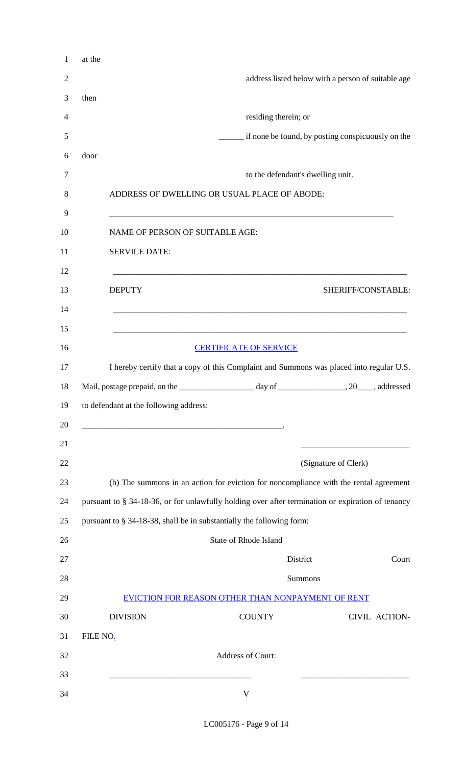at the address listed below with a person of suitable age then residing therein; or

______ if none be found, by posting conspicuously on the door to the defendant's dwelling unit.

ADDRESS OF DWELLING OR USUAL PLACE OF ABODE:

_______________________________________________________________

NAME OF PERSON OF SUITABLE AGE:

SERVICE DATE:

_______________________________________________________________

DEPUTY SHERIFF/CONSTABLE:

_______________________________________________________________

_______________________________________________________________

CERTIFICATE OF SERVICE

I hereby certify that a copy of this Complaint and Summons was placed into regular U.S. Mail, postage prepaid, on the _________________ day of ________________, 20____, addressed to defendant at the following address:

_______________________________________________.

_________________________

(Signature of Clerk)

(h) The summons in an action for eviction for noncompliance with the rental agreement pursuant to § 34-18-36, or for unlawfully holding over after termination or expiration of tenancy pursuant to § 34-18-38, shall be in substantially the following form:

State of Rhode Island

District Court

Summons

EVICTION FOR REASON OTHER THAN NONPAYMENT OF RENT

DIVISION COUNTY CIVIL ACTION-FILE NO.

Address of Court:

_________________________________ _________________________

V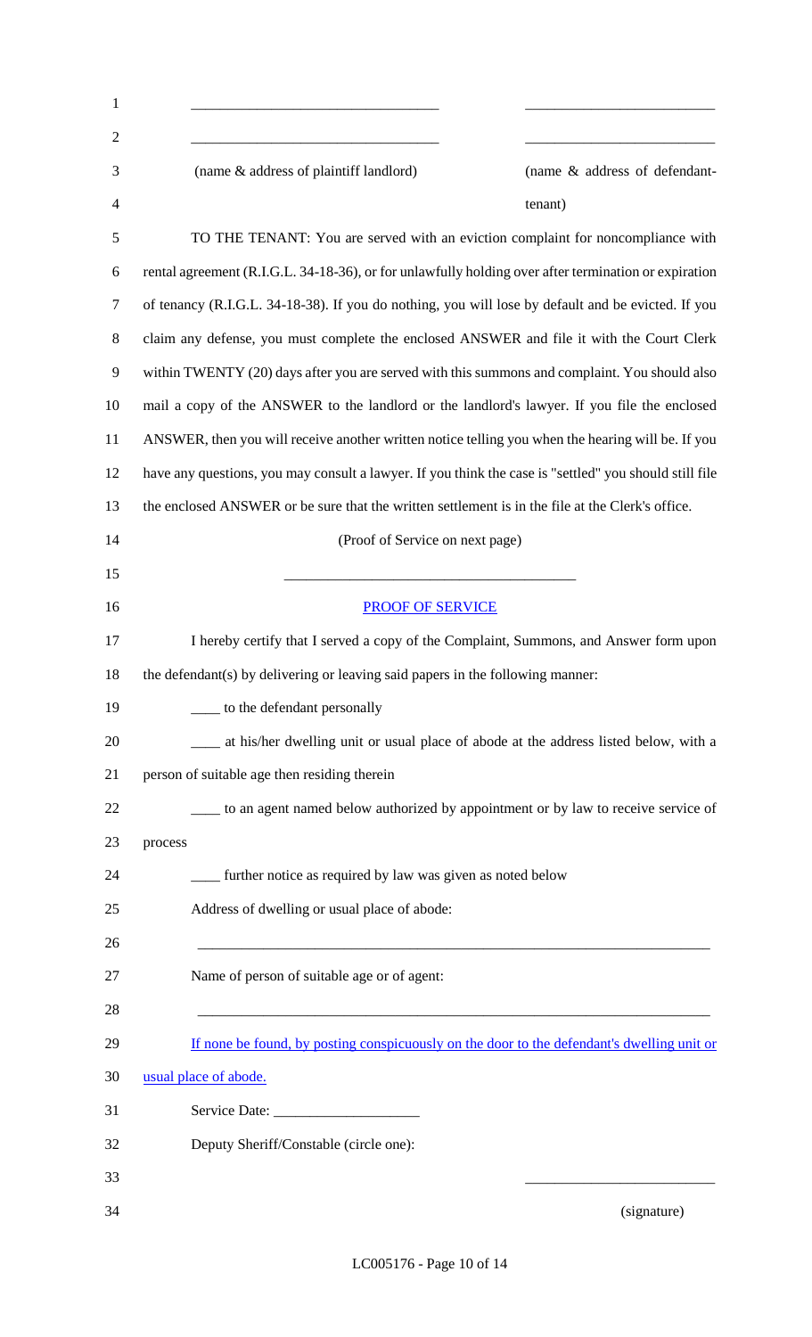\_\_\_\_\_\_\_\_\_\_\_\_\_\_\_\_\_\_\_\_\_\_\_\_\_\_\_\_\_\_\_\_ \_\_\_\_\_\_\_\_\_\_\_\_\_\_\_\_\_\_\_\_\_\_\_\_\_

\_\_\_\_\_\_\_\_\_\_\_\_\_\_\_\_\_\_\_\_\_\_\_\_\_\_\_\_\_\_\_\_ \_\_\_\_\_\_\_\_\_\_\_\_\_\_\_\_\_\_\_\_\_\_\_\_\_

(name & address of plaintiff landlord) (name & address of defendant-tenant)

TO THE TENANT: You are served with an eviction complaint for noncompliance with rental agreement (R.I.G.L. 34-18-36), or for unlawfully holding over after termination or expiration of tenancy (R.I.G.L. 34-18-38). If you do nothing, you will lose by default and be evicted. If you claim any defense, you must complete the enclosed ANSWER and file it with the Court Clerk within TWENTY (20) days after you are served with this summons and complaint. You should also mail a copy of the ANSWER to the landlord or the landlord's lawyer. If you file the enclosed ANSWER, then you will receive another written notice telling you when the hearing will be. If you have any questions, you may consult a lawyer. If you think the case is "settled" you should still file the enclosed ANSWER or be sure that the written settlement is in the file at the Clerk's office.

(Proof of Service on next page)

\_\_\_\_\_\_\_\_\_\_\_\_\_\_\_\_\_\_\_\_\_\_\_\_\_\_\_\_\_\_\_\_\_\_\_\_\_\_\_

<u>PROOF OF SERVICE</u>

I hereby certify that I served a copy of the Complaint, Summons, and Answer form upon the defendant(s) by delivering or leaving said papers in the following manner:

\_\_\_\_ to the defendant personally

\_\_\_\_ at his/her dwelling unit or usual place of abode at the address listed below, with a person of suitable age then residing therein

\_\_\_\_ to an agent named below authorized by appointment or by law to receive service of process

\_\_\_\_ further notice as required by law was given as noted below

Address of dwelling or usual place of abode:

\_\_\_\_\_\_\_\_\_\_\_\_\_\_\_\_\_\_\_\_\_\_\_\_\_\_\_\_\_\_\_\_\_\_\_\_\_\_\_\_\_\_\_\_\_\_\_\_\_\_\_\_\_\_\_\_\_\_\_\_\_\_\_\_\_\_\_\_

Name of person of suitable age or of agent:

\_\_\_\_\_\_\_\_\_\_\_\_\_\_\_\_\_\_\_\_\_\_\_\_\_\_\_\_\_\_\_\_\_\_\_\_\_\_\_\_\_\_\_\_\_\_\_\_\_\_\_\_\_\_\_\_\_\_\_\_\_\_\_\_\_\_\_\_

<u>If none be found, by posting conspicuously on the door to the defendant's dwelling unit or usual place of abode.</u>

Service Date: \_\_\_\_\_\_\_\_\_\_\_\_\_\_\_\_\_\_\_\_

Deputy Sheriff/Constable (circle one):

\_\_\_\_\_\_\_\_\_\_\_\_\_\_\_\_\_\_\_\_\_\_\_\_\_

(signature)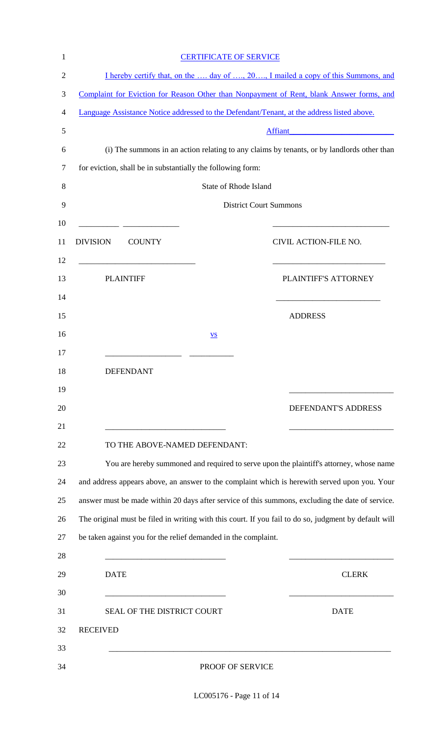CERTIFICATE OF SERVICE

I hereby certify that, on the …. day of …., 20…., I mailed a copy of this Summons, and Complaint for Eviction for Reason Other than Nonpayment of Rent, blank Answer forms, and Language Assistance Notice addressed to the Defendant/Tenant, at the address listed above.

Affiant________________________

(i) The summons in an action relating to any claims by tenants, or by landlords other than for eviction, shall be in substantially the following form:

State of Rhode Island

District Court Summons

__________ _____________ ____________________________

DIVISION COUNTY CIVIL ACTION-FILE NO.

____________________________ ___________________________

PLAINTIFF PLAINTIFF'S ATTORNEY

_________________________

ADDRESS

vs

__________________ __________

DEFENDANT

_________________________

DEFENDANT'S ADDRESS

_____________________________ _________________________

TO THE ABOVE-NAMED DEFENDANT:

You are hereby summoned and required to serve upon the plaintiff's attorney, whose name and address appears above, an answer to the complaint which is herewith served upon you. Your answer must be made within 20 days after service of this summons, excluding the date of service. The original must be filed in writing with this court. If you fail to do so, judgment by default will be taken against you for the relief demanded in the complaint.

_____________________________ _________________________

DATE CLERK

_____________________________ _________________________

SEAL OF THE DISTRICT COURT DATE

RECEIVED

____________________________________________________________________

PROOF OF SERVICE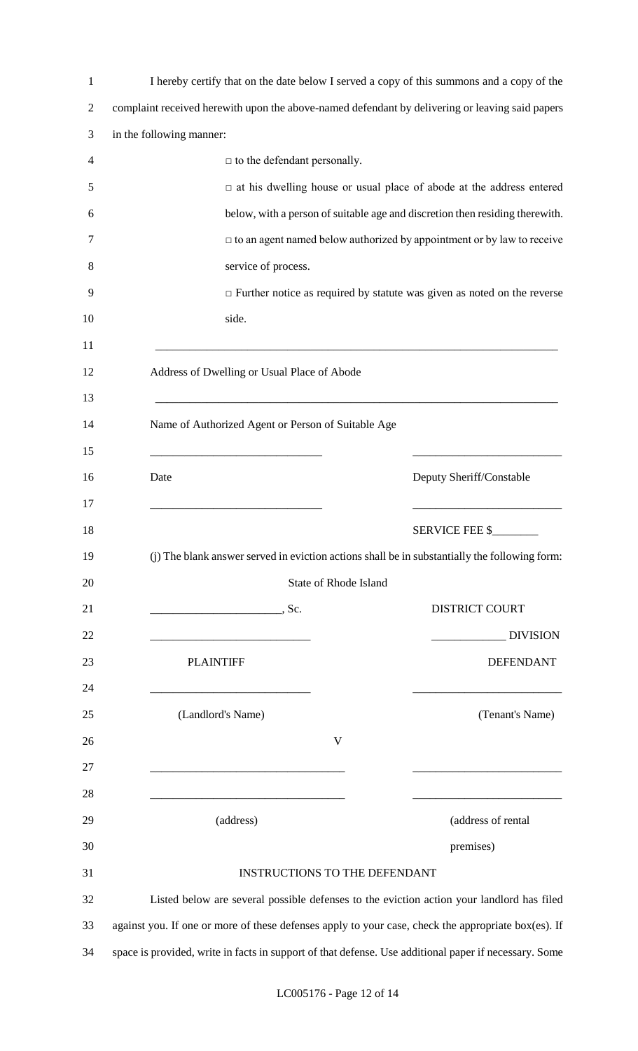I hereby certify that on the date below I served a copy of this summons and a copy of the complaint received herewith upon the above-named defendant by delivering or leaving said papers in the following manner:

□ to the defendant personally.

□ at his dwelling house or usual place of abode at the address entered below, with a person of suitable age and discretion then residing therewith.

□ to an agent named below authorized by appointment or by law to receive service of process.

□ Further notice as required by statute was given as noted on the reverse side.

\_\_\_\_\_\_\_\_\_\_\_\_\_\_\_\_\_\_\_\_\_\_\_\_\_\_\_\_\_\_\_\_\_\_\_\_\_\_\_\_\_\_\_\_\_\_\_\_\_\_\_\_\_\_\_\_\_\_\_\_\_\_\_\_\_\_\_\_\_\_

Address of Dwelling or Usual Place of Abode

\_\_\_\_\_\_\_\_\_\_\_\_\_\_\_\_\_\_\_\_\_\_\_\_\_\_\_\_\_\_\_\_\_\_\_\_\_\_\_\_\_\_\_\_\_\_\_\_\_\_\_\_\_\_\_\_\_\_\_\_\_\_\_\_\_\_\_\_\_\_

Name of Authorized Agent or Person of Suitable Age

| \_\_\_\_\_\_\_\_\_\_\_\_\_\_\_\_\_\_\_\_\_\_\_\_\_\_\_\_ | \_\_\_\_\_\_\_\_\_\_\_\_\_\_\_\_\_\_\_\_\_\_\_\_\_\_ |
|---|---|
| Date | Deputy Sheriff/Constable |
| \_\_\_\_\_\_\_\_\_\_\_\_\_\_\_\_\_\_\_\_\_\_\_\_\_\_\_\_ | \_\_\_\_\_\_\_\_\_\_\_\_\_\_\_\_\_\_\_\_\_\_\_\_\_\_ |
| | SERVICE FEE $\_\_\_\_\_\_\_\_ |

(j) The blank answer served in eviction actions shall be in substantially the following form:

State of Rhode Island

| \_\_\_\_\_\_\_\_\_\_\_\_\_\_\_\_\_\_\_\_\_\_\_, Sc. | DISTRICT COURT |
|---|---|
| \_\_\_\_\_\_\_\_\_\_\_\_\_\_\_\_\_\_\_\_\_\_\_\_\_\_\_\_ | \_\_\_\_\_\_\_\_\_\_\_\_\_ DIVISION |
| PLAINTIFF | DEFENDANT |
| \_\_\_\_\_\_\_\_\_\_\_\_\_\_\_\_\_\_\_\_\_\_\_\_\_\_\_\_ | \_\_\_\_\_\_\_\_\_\_\_\_\_\_\_\_\_\_\_\_\_\_\_\_\_\_ |
| (Landlord's Name) | (Tenant's Name) |
| V | |
| \_\_\_\_\_\_\_\_\_\_\_\_\_\_\_\_\_\_\_\_\_\_\_\_\_\_\_\_\_\_\_\_\_\_ | \_\_\_\_\_\_\_\_\_\_\_\_\_\_\_\_\_\_\_\_\_\_\_\_\_\_ |
| \_\_\_\_\_\_\_\_\_\_\_\_\_\_\_\_\_\_\_\_\_\_\_\_\_\_\_\_\_\_\_\_\_\_ | \_\_\_\_\_\_\_\_\_\_\_\_\_\_\_\_\_\_\_\_\_\_\_\_\_\_ |
| (address) | (address of rental premises) |

INSTRUCTIONS TO THE DEFENDANT

Listed below are several possible defenses to the eviction action your landlord has filed against you. If one or more of these defenses apply to your case, check the appropriate box(es). If space is provided, write in facts in support of that defense. Use additional paper if necessary. Some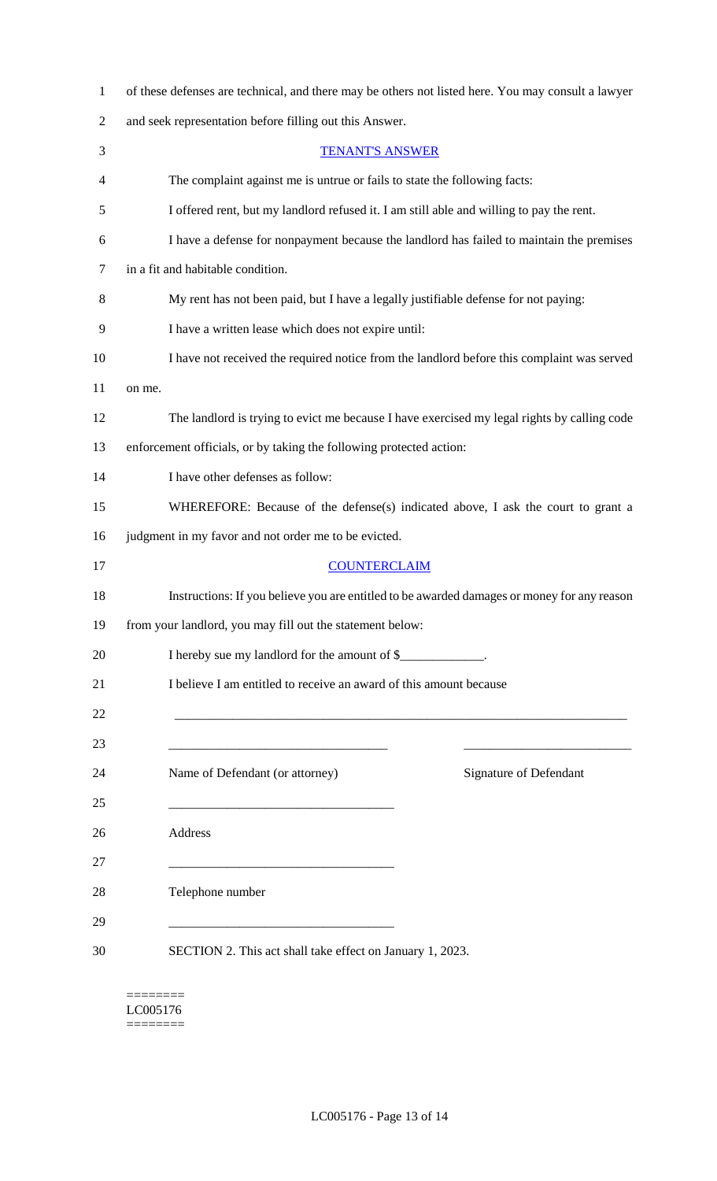of these defenses are technical, and there may be others not listed here. You may consult a lawyer and seek representation before filling out this Answer.

## TENANT'S ANSWER

The complaint against me is untrue or fails to state the following facts:

I offered rent, but my landlord refused it. I am still able and willing to pay the rent.

I have a defense for nonpayment because the landlord has failed to maintain the premises in a fit and habitable condition.

My rent has not been paid, but I have a legally justifiable defense for not paying:

I have a written lease which does not expire until:

I have not received the required notice from the landlord before this complaint was served on me.

The landlord is trying to evict me because I have exercised my legal rights by calling code enforcement officials, or by taking the following protected action:

I have other defenses as follow:

WHEREFORE: Because of the defense(s) indicated above, I ask the court to grant a judgment in my favor and not order me to be evicted.

## COUNTERCLAIM

Instructions: If you believe you are entitled to be awarded damages or money for any reason from your landlord, you may fill out the statement below:

I hereby sue my landlord for the amount of $_____________.

I believe I am entitled to receive an award of this amount because

________________________________________________________________________

__________________________________ __________________________

Name of Defendant (or attorney) Signature of Defendant

___________________________________

Address

___________________________________

Telephone number

___________________________________

SECTION 2. This act shall take effect on January 1, 2023.

========
LC005176
========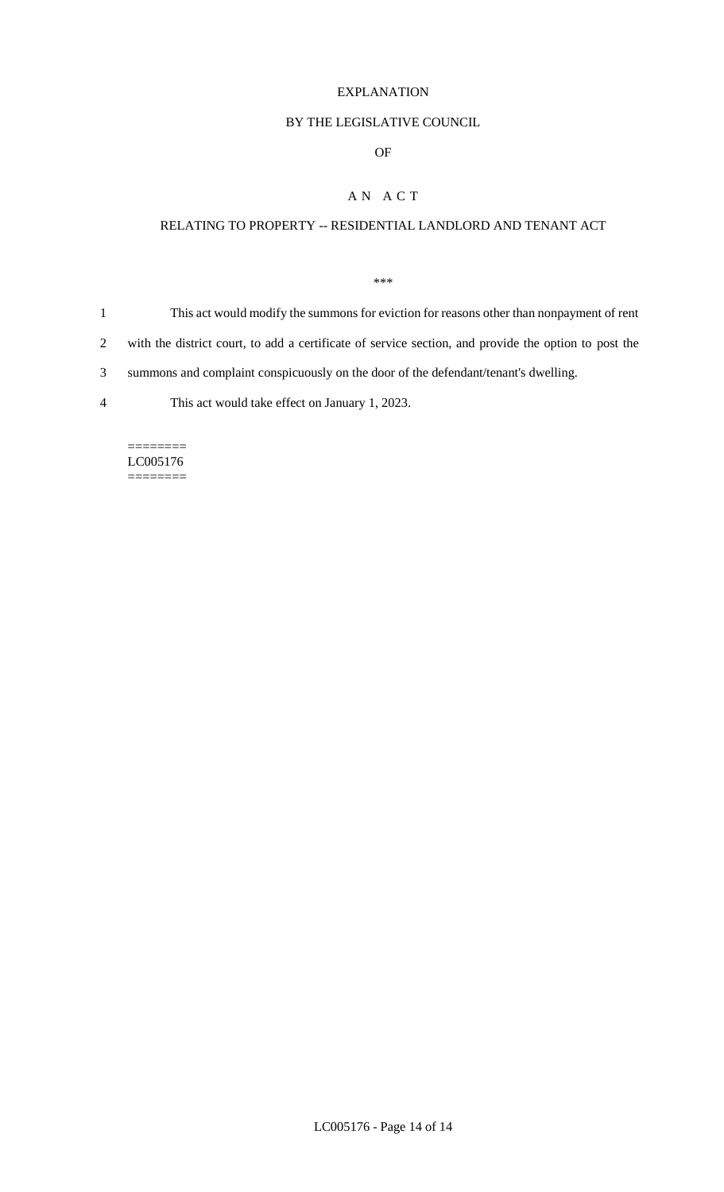EXPLANATION

BY THE LEGISLATIVE COUNCIL

OF

A N A C T

RELATING TO PROPERTY -- RESIDENTIAL LANDLORD AND TENANT ACT

\*\*\*

1 This act would modify the summons for eviction for reasons other than nonpayment of rent
2 with the district court, to add a certificate of service section, and provide the option to post the
3 summons and complaint conspicuously on the door of the defendant/tenant's dwelling.
4 This act would take effect on January 1, 2023.

========
LC005176
========